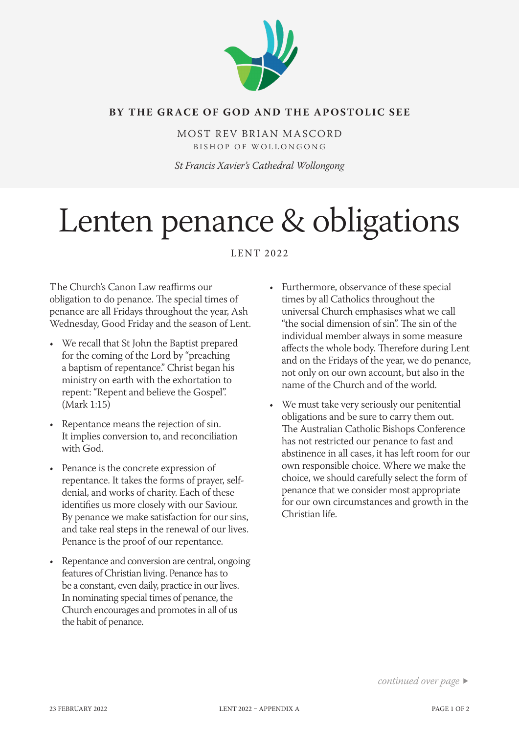**BY THE GRACE OF GOD AND THE APOSTOLIC SEE**

MOST REV BRIAN MASCORD
BISHOP OF WOLLONGONG

*St Francis Xavier's Cathedral Wollongong*

# Lenten penance & obligations

LENT 2022

The Church's Canon Law reaffirms our obligation to do penance. The special times of penance are all Fridays throughout the year, Ash Wednesday, Good Friday and the season of Lent.

- We recall that St John the Baptist prepared for the coming of the Lord by "preaching a baptism of repentance." Christ began his ministry on earth with the exhortation to repent: "Repent and believe the Gospel". (Mark 1:15)
- Repentance means the rejection of sin. It implies conversion to, and reconciliation with God.
- Penance is the concrete expression of repentance. It takes the forms of prayer, self-denial, and works of charity. Each of these identifies us more closely with our Saviour. By penance we make satisfaction for our sins, and take real steps in the renewal of our lives. Penance is the proof of our repentance.
- Repentance and conversion are central, ongoing features of Christian living. Penance has to be a constant, even daily, practice in our lives. In nominating special times of penance, the Church encourages and promotes in all of us the habit of penance.
- Furthermore, observance of these special times by all Catholics throughout the universal Church emphasises what we call "the social dimension of sin". The sin of the individual member always in some measure affects the whole body. Therefore during Lent and on the Fridays of the year, we do penance, not only on our own account, but also in the name of the Church and of the world.
- We must take very seriously our penitential obligations and be sure to carry them out. The Australian Catholic Bishops Conference has not restricted our penance to fast and abstinence in all cases, it has left room for our own responsible choice. Where we make the choice, we should carefully select the form of penance that we consider most appropriate for our own circumstances and growth in the Christian life.

*continued over page* ▶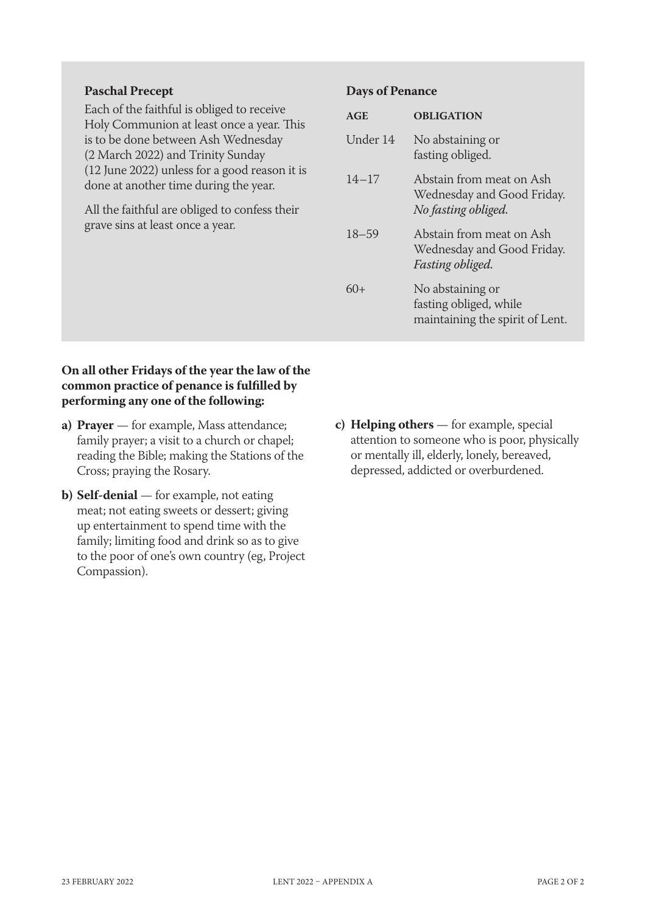### Paschal Precept

Each of the faithful is obliged to receive Holy Communion at least once a year. This is to be done between Ash Wednesday (2 March 2022) and Trinity Sunday (12 June 2022) unless for a good reason it is done at another time during the year.

All the faithful are obliged to confess their grave sins at least once a year.

### Days of Penance

| AGE | OBLIGATION |
| --- | --- |
| Under 14 | No abstaining or fasting obliged. |
| 14–17 | Abstain from meat on Ash Wednesday and Good Friday. *No fasting obliged.* |
| 18–59 | Abstain from meat on Ash Wednesday and Good Friday. *Fasting obliged.* |
| 60+ | No abstaining or fasting obliged, while maintaining the spirit of Lent. |

**On all other Fridays of the year the law of the common practice of penance is fulfilled by performing any one of the following:**

**a) Prayer** — for example, Mass attendance; family prayer; a visit to a church or chapel; reading the Bible; making the Stations of the Cross; praying the Rosary.

**b) Self-denial** — for example, not eating meat; not eating sweets or dessert; giving up entertainment to spend time with the family; limiting food and drink so as to give to the poor of one's own country (eg, Project Compassion).

**c) Helping others** — for example, special attention to someone who is poor, physically or mentally ill, elderly, lonely, bereaved, depressed, addicted or overburdened.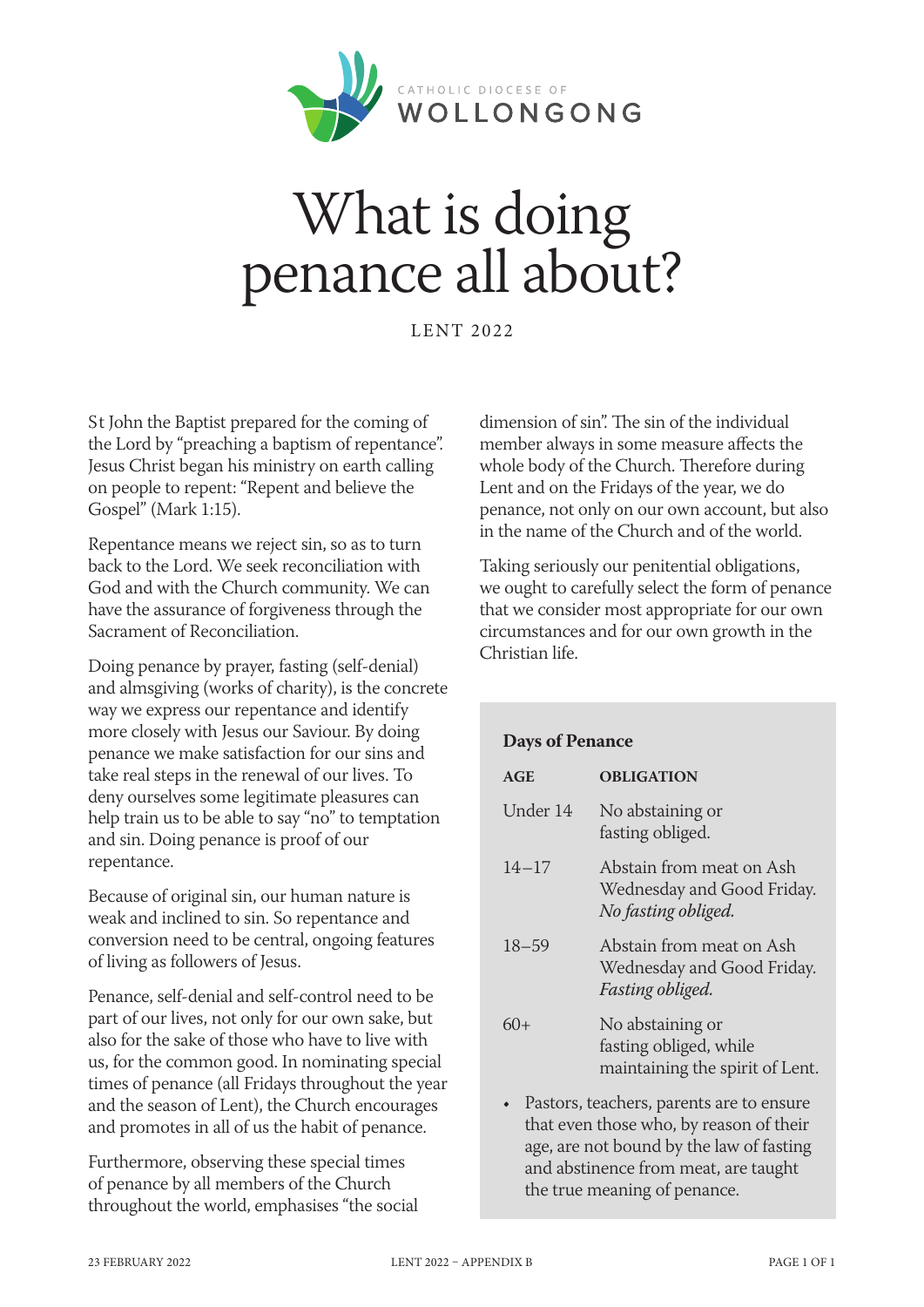CATHOLIC DIOCESE OF WOLLONGONG

# What is doing penance all about?

LENT 2022

St John the Baptist prepared for the coming of the Lord by "preaching a baptism of repentance". Jesus Christ began his ministry on earth calling on people to repent: "Repent and believe the Gospel" (Mark 1:15).

Repentance means we reject sin, so as to turn back to the Lord. We seek reconciliation with God and with the Church community. We can have the assurance of forgiveness through the Sacrament of Reconciliation.

Doing penance by prayer, fasting (self-denial) and almsgiving (works of charity), is the concrete way we express our repentance and identify more closely with Jesus our Saviour. By doing penance we make satisfaction for our sins and take real steps in the renewal of our lives. To deny ourselves some legitimate pleasures can help train us to be able to say "no" to temptation and sin. Doing penance is proof of our repentance.

Because of original sin, our human nature is weak and inclined to sin. So repentance and conversion need to be central, ongoing features of living as followers of Jesus.

Penance, self-denial and self-control need to be part of our lives, not only for our own sake, but also for the sake of those who have to live with us, for the common good. In nominating special times of penance (all Fridays throughout the year and the season of Lent), the Church encourages and promotes in all of us the habit of penance.

Furthermore, observing these special times of penance by all members of the Church throughout the world, emphasises "the social dimension of sin". The sin of the individual member always in some measure affects the whole body of the Church. Therefore during Lent and on the Fridays of the year, we do penance, not only on our own account, but also in the name of the Church and of the world.

Taking seriously our penitential obligations, we ought to carefully select the form of penance that we consider most appropriate for our own circumstances and for our own growth in the Christian life.

**Days of Penance**

| AGE | OBLIGATION |
|---|---|
| Under 14 | No abstaining or fasting obliged. |
| 14–17 | Abstain from meat on Ash Wednesday and Good Friday. *No fasting obliged.* |
| 18–59 | Abstain from meat on Ash Wednesday and Good Friday. *Fasting obliged.* |
| 60+ | No abstaining or fasting obliged, while maintaining the spirit of Lent. |

- Pastors, teachers, parents are to ensure that even those who, by reason of their age, are not bound by the law of fasting and abstinence from meat, are taught the true meaning of penance.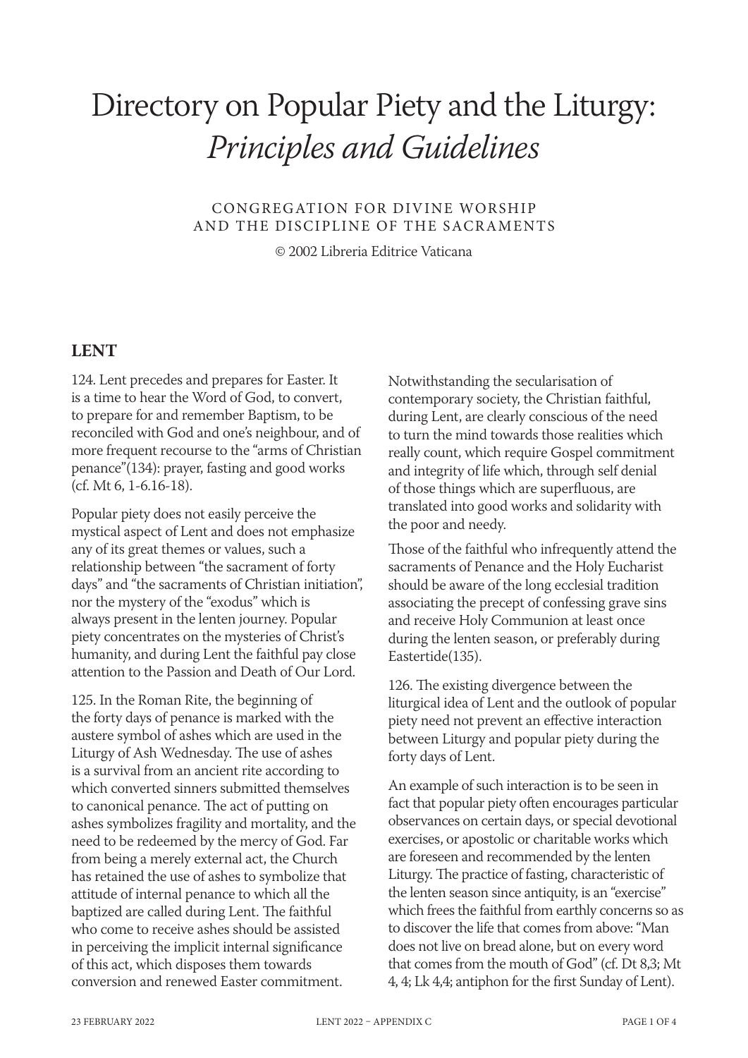# Directory on Popular Piety and the Liturgy: *Principles and Guidelines*

CONGREGATION FOR DIVINE WORSHIP AND THE DISCIPLINE OF THE SACRAMENTS

© 2002 Libreria Editrice Vaticana

## LENT

124. Lent precedes and prepares for Easter. It is a time to hear the Word of God, to convert, to prepare for and remember Baptism, to be reconciled with God and one's neighbour, and of more frequent recourse to the "arms of Christian penance"(134): prayer, fasting and good works (cf. Mt 6, 1-6.16-18).

Popular piety does not easily perceive the mystical aspect of Lent and does not emphasize any of its great themes or values, such a relationship between "the sacrament of forty days" and "the sacraments of Christian initiation", nor the mystery of the "exodus" which is always present in the lenten journey. Popular piety concentrates on the mysteries of Christ's humanity, and during Lent the faithful pay close attention to the Passion and Death of Our Lord.

125. In the Roman Rite, the beginning of the forty days of penance is marked with the austere symbol of ashes which are used in the Liturgy of Ash Wednesday. The use of ashes is a survival from an ancient rite according to which converted sinners submitted themselves to canonical penance. The act of putting on ashes symbolizes fragility and mortality, and the need to be redeemed by the mercy of God. Far from being a merely external act, the Church has retained the use of ashes to symbolize that attitude of internal penance to which all the baptized are called during Lent. The faithful who come to receive ashes should be assisted in perceiving the implicit internal significance of this act, which disposes them towards conversion and renewed Easter commitment.

Notwithstanding the secularisation of contemporary society, the Christian faithful, during Lent, are clearly conscious of the need to turn the mind towards those realities which really count, which require Gospel commitment and integrity of life which, through self denial of those things which are superfluous, are translated into good works and solidarity with the poor and needy.

Those of the faithful who infrequently attend the sacraments of Penance and the Holy Eucharist should be aware of the long ecclesial tradition associating the precept of confessing grave sins and receive Holy Communion at least once during the lenten season, or preferably during Eastertide(135).

126. The existing divergence between the liturgical idea of Lent and the outlook of popular piety need not prevent an effective interaction between Liturgy and popular piety during the forty days of Lent.

An example of such interaction is to be seen in fact that popular piety often encourages particular observances on certain days, or special devotional exercises, or apostolic or charitable works which are foreseen and recommended by the lenten Liturgy. The practice of fasting, characteristic of the lenten season since antiquity, is an "exercise" which frees the faithful from earthly concerns so as to discover the life that comes from above: "Man does not live on bread alone, but on every word that comes from the mouth of God" (cf. Dt 8,3; Mt 4, 4; Lk 4,4; antiphon for the first Sunday of Lent).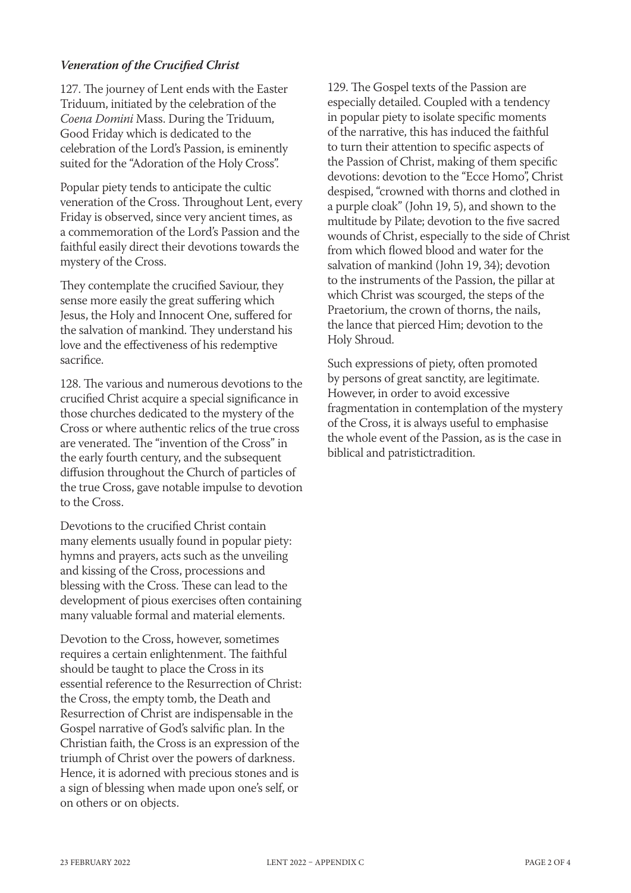### *Veneration of the Crucified Christ*

127. The journey of Lent ends with the Easter Triduum, initiated by the celebration of the *Coena Domini* Mass. During the Triduum, Good Friday which is dedicated to the celebration of the Lord's Passion, is eminently suited for the "Adoration of the Holy Cross".

Popular piety tends to anticipate the cultic veneration of the Cross. Throughout Lent, every Friday is observed, since very ancient times, as a commemoration of the Lord's Passion and the faithful easily direct their devotions towards the mystery of the Cross.

They contemplate the crucified Saviour, they sense more easily the great suffering which Jesus, the Holy and Innocent One, suffered for the salvation of mankind. They understand his love and the effectiveness of his redemptive sacrifice.

128. The various and numerous devotions to the crucified Christ acquire a special significance in those churches dedicated to the mystery of the Cross or where authentic relics of the true cross are venerated. The "invention of the Cross" in the early fourth century, and the subsequent diffusion throughout the Church of particles of the true Cross, gave notable impulse to devotion to the Cross.

Devotions to the crucified Christ contain many elements usually found in popular piety: hymns and prayers, acts such as the unveiling and kissing of the Cross, processions and blessing with the Cross. These can lead to the development of pious exercises often containing many valuable formal and material elements.

Devotion to the Cross, however, sometimes requires a certain enlightenment. The faithful should be taught to place the Cross in its essential reference to the Resurrection of Christ: the Cross, the empty tomb, the Death and Resurrection of Christ are indispensable in the Gospel narrative of God's salvific plan. In the Christian faith, the Cross is an expression of the triumph of Christ over the powers of darkness. Hence, it is adorned with precious stones and is a sign of blessing when made upon one's self, or on others or on objects.

129. The Gospel texts of the Passion are especially detailed. Coupled with a tendency in popular piety to isolate specific moments of the narrative, this has induced the faithful to turn their attention to specific aspects of the Passion of Christ, making of them specific devotions: devotion to the "Ecce Homo", Christ despised, "crowned with thorns and clothed in a purple cloak" (John 19, 5), and shown to the multitude by Pilate; devotion to the five sacred wounds of Christ, especially to the side of Christ from which flowed blood and water for the salvation of mankind (John 19, 34); devotion to the instruments of the Passion, the pillar at which Christ was scourged, the steps of the Praetorium, the crown of thorns, the nails, the lance that pierced Him; devotion to the Holy Shroud.

Such expressions of piety, often promoted by persons of great sanctity, are legitimate. However, in order to avoid excessive fragmentation in contemplation of the mystery of the Cross, it is always useful to emphasise the whole event of the Passion, as is the case in biblical and patristictradition.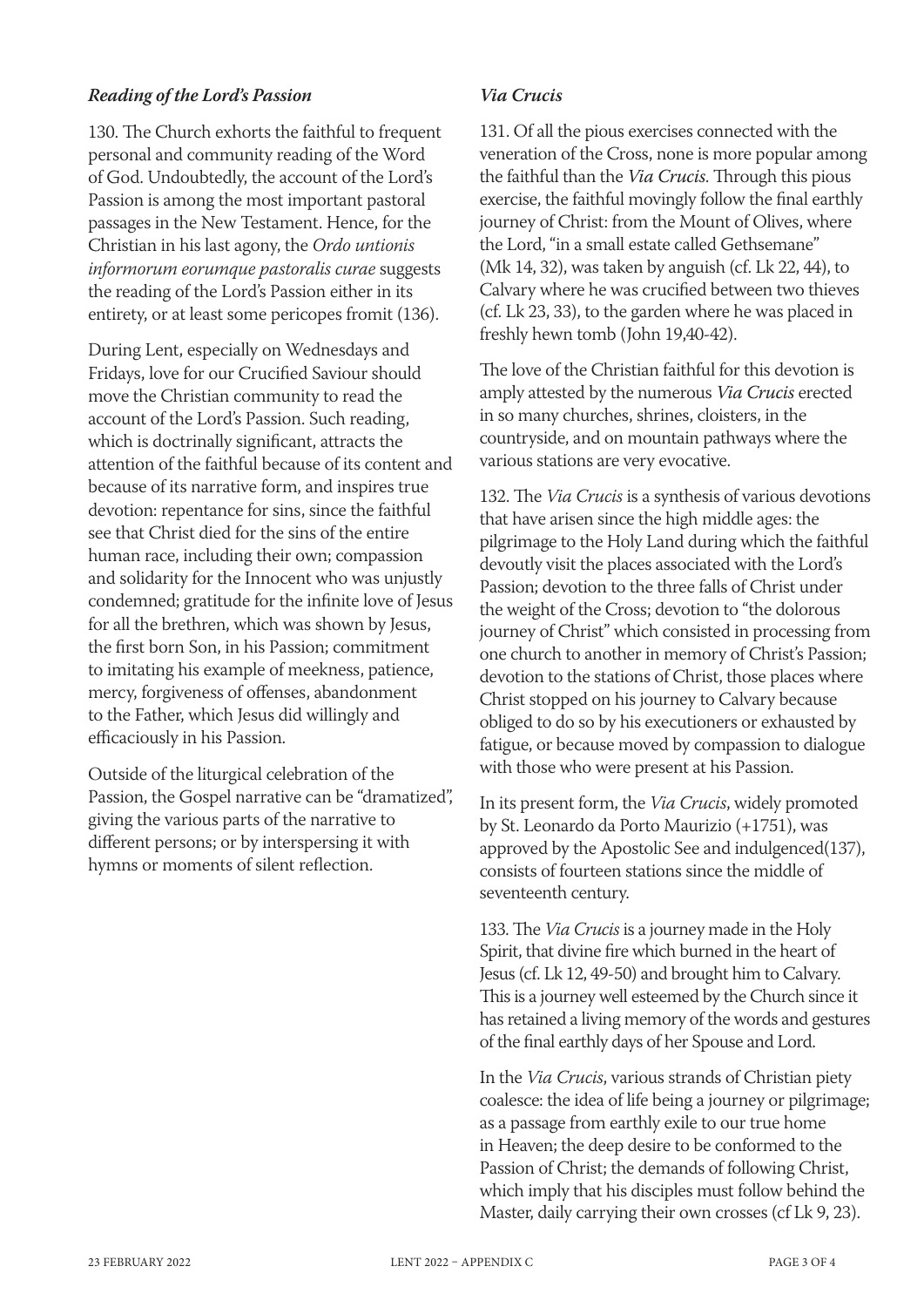### *Reading of the Lord's Passion*

130. The Church exhorts the faithful to frequent personal and community reading of the Word of God. Undoubtedly, the account of the Lord's Passion is among the most important pastoral passages in the New Testament. Hence, for the Christian in his last agony, the *Ordo untionis informorum eorumque pastoralis curae* suggests the reading of the Lord's Passion either in its entirety, or at least some pericopes fromit (136).

During Lent, especially on Wednesdays and Fridays, love for our Crucified Saviour should move the Christian community to read the account of the Lord's Passion. Such reading, which is doctrinally significant, attracts the attention of the faithful because of its content and because of its narrative form, and inspires true devotion: repentance for sins, since the faithful see that Christ died for the sins of the entire human race, including their own; compassion and solidarity for the Innocent who was unjustly condemned; gratitude for the infinite love of Jesus for all the brethren, which was shown by Jesus, the first born Son, in his Passion; commitment to imitating his example of meekness, patience, mercy, forgiveness of offenses, abandonment to the Father, which Jesus did willingly and efficaciously in his Passion.

Outside of the liturgical celebration of the Passion, the Gospel narrative can be "dramatized", giving the various parts of the narrative to different persons; or by interspersing it with hymns or moments of silent reflection.

### *Via Crucis*

131. Of all the pious exercises connected with the veneration of the Cross, none is more popular among the faithful than the *Via Crucis.* Through this pious exercise, the faithful movingly follow the final earthly journey of Christ: from the Mount of Olives, where the Lord, "in a small estate called Gethsemane" (Mk 14, 32), was taken by anguish (cf. Lk 22, 44), to Calvary where he was crucified between two thieves (cf. Lk 23, 33), to the garden where he was placed in freshly hewn tomb (John 19,40-42).

The love of the Christian faithful for this devotion is amply attested by the numerous *Via Crucis* erected in so many churches, shrines, cloisters, in the countryside, and on mountain pathways where the various stations are very evocative.

132. The *Via Crucis* is a synthesis of various devotions that have arisen since the high middle ages: the pilgrimage to the Holy Land during which the faithful devoutly visit the places associated with the Lord's Passion; devotion to the three falls of Christ under the weight of the Cross; devotion to "the dolorous journey of Christ" which consisted in processing from one church to another in memory of Christ's Passion; devotion to the stations of Christ, those places where Christ stopped on his journey to Calvary because obliged to do so by his executioners or exhausted by fatigue, or because moved by compassion to dialogue with those who were present at his Passion.

In its present form, the *Via Crucis*, widely promoted by St. Leonardo da Porto Maurizio (+1751), was approved by the Apostolic See and indulgenced(137), consists of fourteen stations since the middle of seventeenth century.

133. The *Via Crucis* is a journey made in the Holy Spirit, that divine fire which burned in the heart of Jesus (cf. Lk 12, 49-50) and brought him to Calvary. This is a journey well esteemed by the Church since it has retained a living memory of the words and gestures of the final earthly days of her Spouse and Lord.

In the *Via Crucis*, various strands of Christian piety coalesce: the idea of life being a journey or pilgrimage; as a passage from earthly exile to our true home in Heaven; the deep desire to be conformed to the Passion of Christ; the demands of following Christ, which imply that his disciples must follow behind the Master, daily carrying their own crosses (cf Lk 9, 23).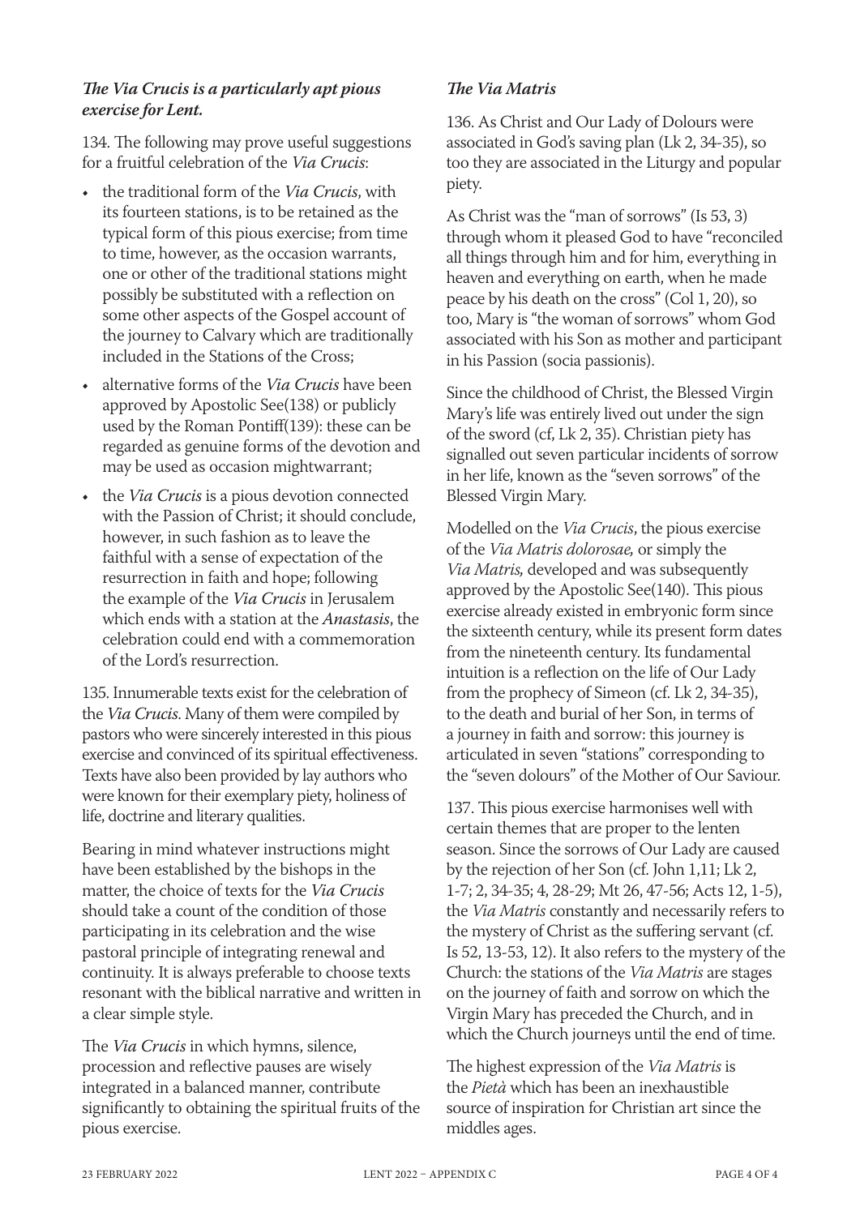***The Via Crucis is a particularly apt pious exercise for Lent.***

134. The following may prove useful suggestions for a fruitful celebration of the *Via Crucis*:

- the traditional form of the *Via Crucis*, with its fourteen stations, is to be retained as the typical form of this pious exercise; from time to time, however, as the occasion warrants, one or other of the traditional stations might possibly be substituted with a reflection on some other aspects of the Gospel account of the journey to Calvary which are traditionally included in the Stations of the Cross;
- alternative forms of the *Via Crucis* have been approved by Apostolic See(138) or publicly used by the Roman Pontiff(139): these can be regarded as genuine forms of the devotion and may be used as occasion mightwarrant;
- the *Via Crucis* is a pious devotion connected with the Passion of Christ; it should conclude, however, in such fashion as to leave the faithful with a sense of expectation of the resurrection in faith and hope; following the example of the *Via Crucis* in Jerusalem which ends with a station at the *Anastasis*, the celebration could end with a commemoration of the Lord's resurrection.

135. Innumerable texts exist for the celebration of the *Via Crucis*. Many of them were compiled by pastors who were sincerely interested in this pious exercise and convinced of its spiritual effectiveness. Texts have also been provided by lay authors who were known for their exemplary piety, holiness of life, doctrine and literary qualities.

Bearing in mind whatever instructions might have been established by the bishops in the matter, the choice of texts for the *Via Crucis* should take a count of the condition of those participating in its celebration and the wise pastoral principle of integrating renewal and continuity. It is always preferable to choose texts resonant with the biblical narrative and written in a clear simple style.

The *Via Crucis* in which hymns, silence, procession and reflective pauses are wisely integrated in a balanced manner, contribute significantly to obtaining the spiritual fruits of the pious exercise.

***The Via Matris***

136. As Christ and Our Lady of Dolours were associated in God's saving plan (Lk 2, 34-35), so too they are associated in the Liturgy and popular piety.

As Christ was the "man of sorrows" (Is 53, 3) through whom it pleased God to have "reconciled all things through him and for him, everything in heaven and everything on earth, when he made peace by his death on the cross" (Col 1, 20), so too, Mary is "the woman of sorrows" whom God associated with his Son as mother and participant in his Passion (socia passionis).

Since the childhood of Christ, the Blessed Virgin Mary's life was entirely lived out under the sign of the sword (cf, Lk 2, 35). Christian piety has signalled out seven particular incidents of sorrow in her life, known as the "seven sorrows" of the Blessed Virgin Mary.

Modelled on the *Via Crucis*, the pious exercise of the *Via Matris dolorosae,* or simply the *Via Matris,* developed and was subsequently approved by the Apostolic See(140). This pious exercise already existed in embryonic form since the sixteenth century, while its present form dates from the nineteenth century. Its fundamental intuition is a reflection on the life of Our Lady from the prophecy of Simeon (cf. Lk 2, 34-35), to the death and burial of her Son, in terms of a journey in faith and sorrow: this journey is articulated in seven "stations" corresponding to the "seven dolours" of the Mother of Our Saviour.

137. This pious exercise harmonises well with certain themes that are proper to the lenten season. Since the sorrows of Our Lady are caused by the rejection of her Son (cf. John 1,11; Lk 2, 1-7; 2, 34-35; 4, 28-29; Mt 26, 47-56; Acts 12, 1-5), the *Via Matris* constantly and necessarily refers to the mystery of Christ as the suffering servant (cf. Is 52, 13-53, 12). It also refers to the mystery of the Church: the stations of the *Via Matris* are stages on the journey of faith and sorrow on which the Virgin Mary has preceded the Church, and in which the Church journeys until the end of time.

The highest expression of the *Via Matris* is the *Pietà* which has been an inexhaustible source of inspiration for Christian art since the middles ages.